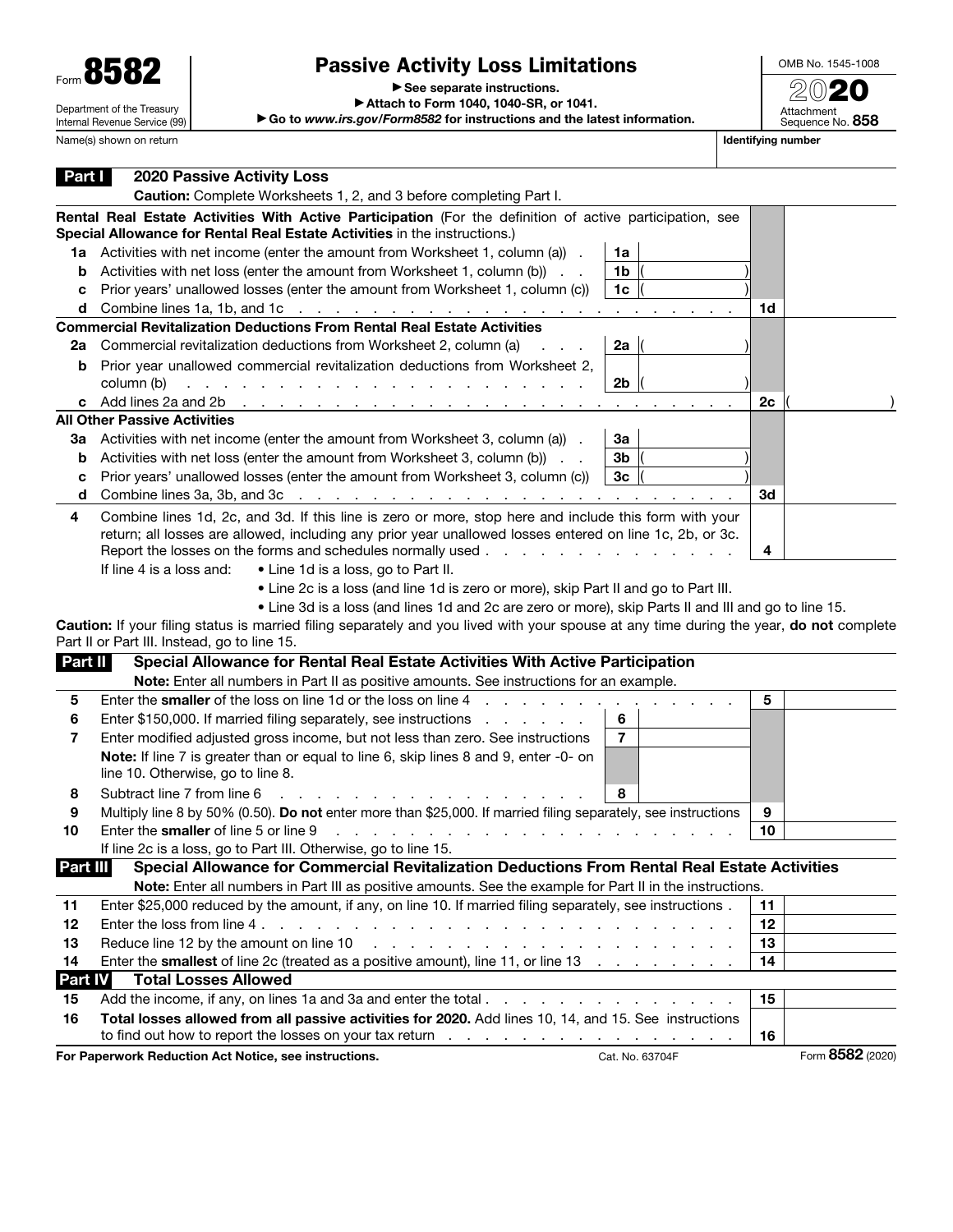Form **8582**

Department of the Treasury
Internal Revenue Service (99)

# Passive Activity Loss Limitations

▶ See separate instructions.
▶ Attach to Form 1040, 1040-SR, or 1041.
▶ Go to *www.irs.gov/Form8582* for instructions and the latest information.

OMB No. 1545-1008

**2020**

Attachment Sequence No. **858**

Name(s) shown on return | **Identifying number**

## Part I — 2020 Passive Activity Loss

**Caution:** Complete Worksheets 1, 2, and 3 before completing Part I.

| | | | | | |
|---|---|---|---|---|---|
| | **Rental Real Estate Activities With Active Participation** (For the definition of active participation, see **Special Allowance for Rental Real Estate Activities** in the instructions.) | | | | |
| **1a** | Activities with net income (enter the amount from Worksheet 1, column (a)) | **1a** | | | |
| **b** | Activities with net loss (enter the amount from Worksheet 1, column (b)) | **1b** | ( ) | | |
| **c** | Prior years' unallowed losses (enter the amount from Worksheet 1, column (c)) | **1c** | ( ) | | |
| **d** | Combine lines 1a, 1b, and 1c | | | **1d** | |
| | **Commercial Revitalization Deductions From Rental Real Estate Activities** | | | | |
| **2a** | Commercial revitalization deductions from Worksheet 2, column (a) | **2a** | ( ) | | |
| **b** | Prior year unallowed commercial revitalization deductions from Worksheet 2, column (b) | **2b** | ( ) | | |
| **c** | Add lines 2a and 2b | | | **2c** | ( ) |
| | **All Other Passive Activities** | | | | |
| **3a** | Activities with net income (enter the amount from Worksheet 3, column (a)) | **3a** | | | |
| **b** | Activities with net loss (enter the amount from Worksheet 3, column (b)) | **3b** | ( ) | | |
| **c** | Prior years' unallowed losses (enter the amount from Worksheet 3, column (c)) | **3c** | ( ) | | |
| **d** | Combine lines 3a, 3b, and 3c | | | **3d** | |
| **4** | Combine lines 1d, 2c, and 3d. If this line is zero or more, stop here and include this form with your return; all losses are allowed, including any prior year unallowed losses entered on line 1c, 2b, or 3c. Report the losses on the forms and schedules normally used | | | **4** | |

If line 4 is a loss and:
- Line 1d is a loss, go to Part II.
- Line 2c is a loss (and line 1d is zero or more), skip Part II and go to Part III.
- Line 3d is a loss (and lines 1d and 2c are zero or more), skip Parts II and III and go to line 15.

**Caution:** If your filing status is married filing separately and you lived with your spouse at any time during the year, **do not** complete Part II or Part III. Instead, go to line 15.

## Part II — Special Allowance for Rental Real Estate Activities With Active Participation

**Note:** Enter all numbers in Part II as positive amounts. See instructions for an example.

| | | | | | |
|---|---|---|---|---|---|
| **5** | Enter the **smaller** of the loss on line 1d or the loss on line 4 | | | **5** | |
| **6** | Enter $150,000. If married filing separately, see instructions | **6** | | | |
| **7** | Enter modified adjusted gross income, but not less than zero. See instructions | **7** | | | |
| | **Note:** If line 7 is greater than or equal to line 6, skip lines 8 and 9, enter -0- on line 10. Otherwise, go to line 8. | | | | |
| **8** | Subtract line 7 from line 6 | **8** | | | |
| **9** | Multiply line 8 by 50% (0.50). **Do not** enter more than $25,000. If married filing separately, see instructions | | | **9** | |
| **10** | Enter the **smaller** of line 5 or line 9 | | | **10** | |

If line 2c is a loss, go to Part III. Otherwise, go to line 15.

## Part III — Special Allowance for Commercial Revitalization Deductions From Rental Real Estate Activities

**Note:** Enter all numbers in Part III as positive amounts. See the example for Part II in the instructions.

| | | | |
|---|---|---|---|
| **11** | Enter $25,000 reduced by the amount, if any, on line 10. If married filing separately, see instructions | **11** | |
| **12** | Enter the loss from line 4 | **12** | |
| **13** | Reduce line 12 by the amount on line 10 | **13** | |
| **14** | Enter the **smallest** of line 2c (treated as a positive amount), line 11, or line 13 | **14** | |

## Part IV — Total Losses Allowed

| | | | |
|---|---|---|---|
| **15** | Add the income, if any, on lines 1a and 3a and enter the total | **15** | |
| **16** | **Total losses allowed from all passive activities for 2020.** Add lines 10, 14, and 15. See instructions to find out how to report the losses on your tax return | **16** | |

**For Paperwork Reduction Act Notice, see instructions.** Cat. No. 63704F Form **8582** (2020)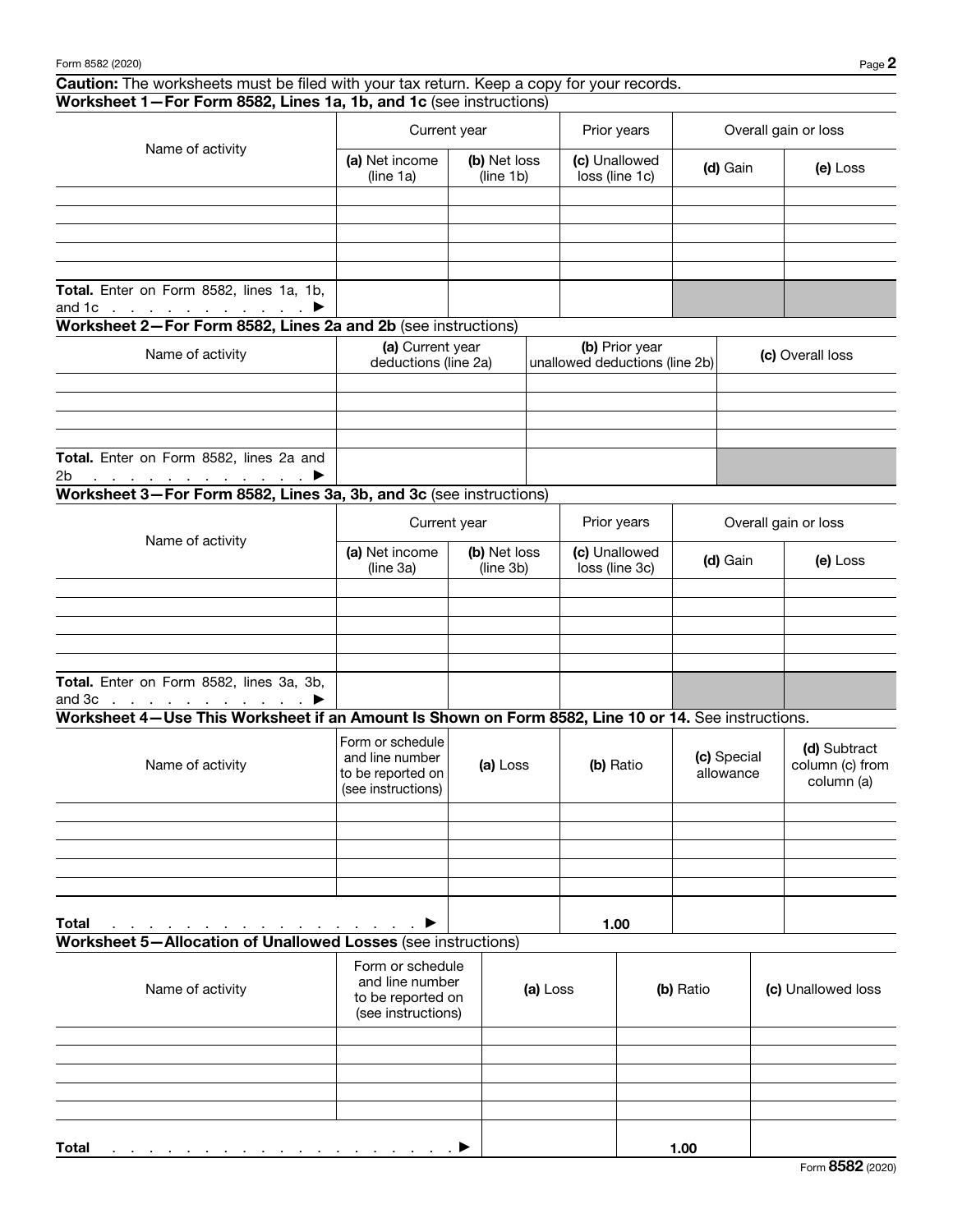**Caution:** The worksheets must be filed with your tax return. Keep a copy for your records.

### Worksheet 1—For Form 8582, Lines 1a, 1b, and 1c (see instructions)

| Name of activity | Current year | | Prior years | Overall gain or loss | |
|---|---|---|---|---|---|
| | **(a)** Net income (line 1a) | **(b)** Net loss (line 1b) | **(c)** Unallowed loss (line 1c) | **(d)** Gain | **(e)** Loss |
| | | | | | |
| | | | | | |
| | | | | | |
| | | | | | |
| | | | | | |
| **Total.** Enter on Form 8582, lines 1a, 1b, and 1c . . . . . . . . . . . ▶ | | | | | |

### Worksheet 2—For Form 8582, Lines 2a and 2b (see instructions)

| Name of activity | **(a)** Current year deductions (line 2a) | **(b)** Prior year unallowed deductions (line 2b) | **(c)** Overall loss |
|---|---|---|---|
| | | | |
| | | | |
| | | | |
| | | | |
| **Total.** Enter on Form 8582, lines 2a and 2b . . . . . . . . . . . . ▶ | | | |

### Worksheet 3—For Form 8582, Lines 3a, 3b, and 3c (see instructions)

| Name of activity | Current year | | Prior years | Overall gain or loss | |
|---|---|---|---|---|---|
| | **(a)** Net income (line 3a) | **(b)** Net loss (line 3b) | **(c)** Unallowed loss (line 3c) | **(d)** Gain | **(e)** Loss |
| | | | | | |
| | | | | | |
| | | | | | |
| | | | | | |
| | | | | | |
| **Total.** Enter on Form 8582, lines 3a, 3b, and 3c . . . . . . . . . . . ▶ | | | | | |

### Worksheet 4—Use This Worksheet if an Amount Is Shown on Form 8582, Line 10 or 14. See instructions.

| Name of activity | Form or schedule and line number to be reported on (see instructions) | **(a)** Loss | **(b)** Ratio | **(c)** Special allowance | **(d)** Subtract column (c) from column (a) |
|---|---|---|---|---|---|
| | | | | | |
| | | | | | |
| | | | | | |
| | | | | | |
| | | | | | |
| **Total** . . . . . . . . . . . . . . . . . . . ▶ | | | 1.00 | | |

### Worksheet 5—Allocation of Unallowed Losses (see instructions)

| Name of activity | Form or schedule and line number to be reported on (see instructions) | **(a)** Loss | **(b)** Ratio | **(c)** Unallowed loss |
|---|---|---|---|---|
| | | | | |
| | | | | |
| | | | | |
| | | | | |
| | | | | |
| **Total** . . . . . . . . . . . . . . . . . . . . . . ▶ | | | 1.00 | |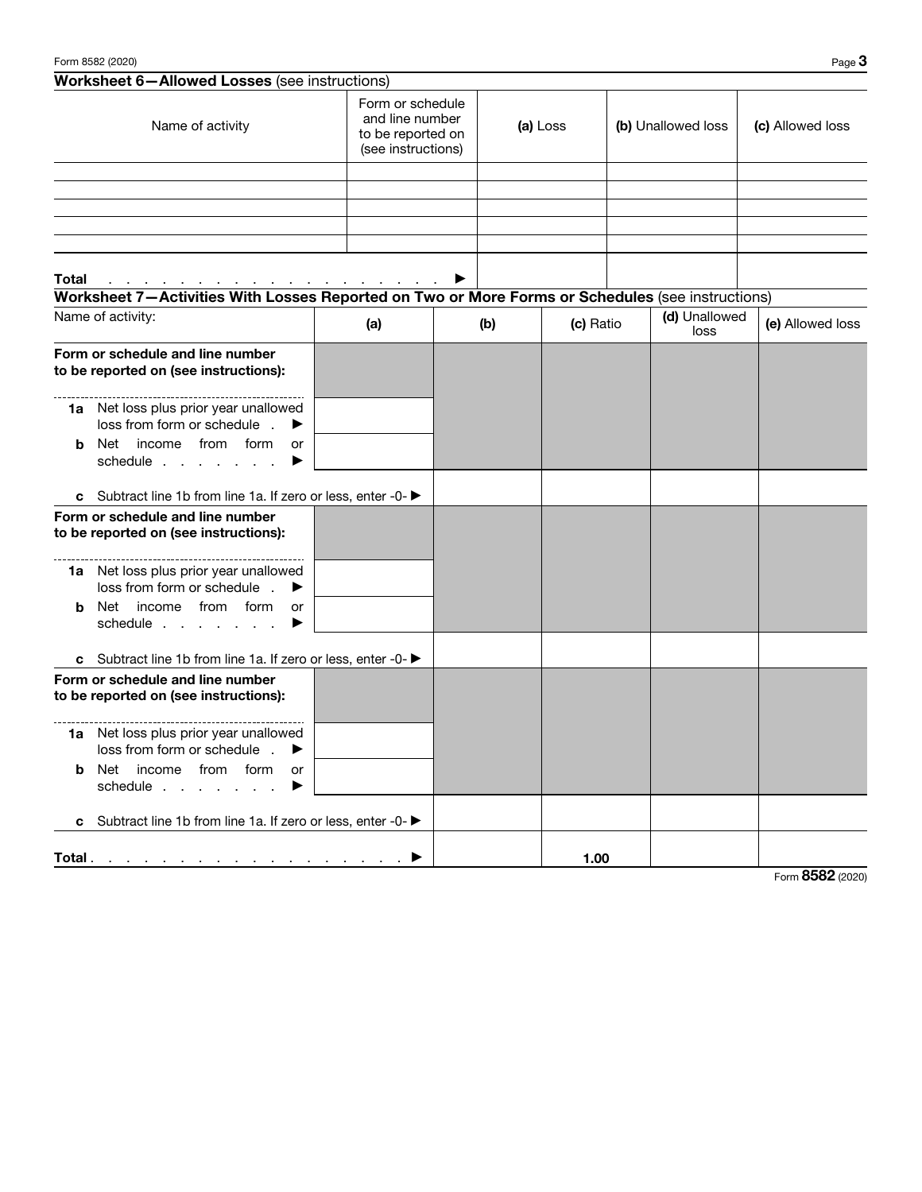## Worksheet 6—Allowed Losses (see instructions)

| Name of activity | Form or schedule and line number to be reported on (see instructions) | **(a)** Loss | **(b)** Unallowed loss | **(c)** Allowed loss |
|---|---|---|---|---|
| | | | | |
| | | | | |
| | | | | |
| | | | | |
| | | | | |
| **Total** . . . . . . . . . . . . . . . . . . . . ▶ | | | | |

## Worksheet 7—Activities With Losses Reported on Two or More Forms or Schedules (see instructions)

| Name of activity: | **(a)** | **(b)** | **(c)** Ratio | **(d)** Unallowed loss | **(e)** Allowed loss |
|---|---|---|---|---|---|
| **Form or schedule and line number to be reported on (see instructions):** | | | | | |
| **1a** Net loss plus prior year unallowed loss from form or schedule . ▶ | | | | | |
| **b** Net income from form or schedule . . . . . . . ▶ | | | | | |
| **c** Subtract line 1b from line 1a. If zero or less, enter -0- ▶ | | | | | |
| **Form or schedule and line number to be reported on (see instructions):** | | | | | |
| **1a** Net loss plus prior year unallowed loss from form or schedule . ▶ | | | | | |
| **b** Net income from form or schedule . . . . . . . ▶ | | | | | |
| **c** Subtract line 1b from line 1a. If zero or less, enter -0- ▶ | | | | | |
| **Form or schedule and line number to be reported on (see instructions):** | | | | | |
| **1a** Net loss plus prior year unallowed loss from form or schedule . ▶ | | | | | |
| **b** Net income from form or schedule . . . . . . . ▶ | | | | | |
| **c** Subtract line 1b from line 1a. If zero or less, enter -0- ▶ | | | | | |
| **Total** . . . . . . . . . . . . . . . . . . . ▶ | | | 1.00 | | |

Form **8582** (2020)